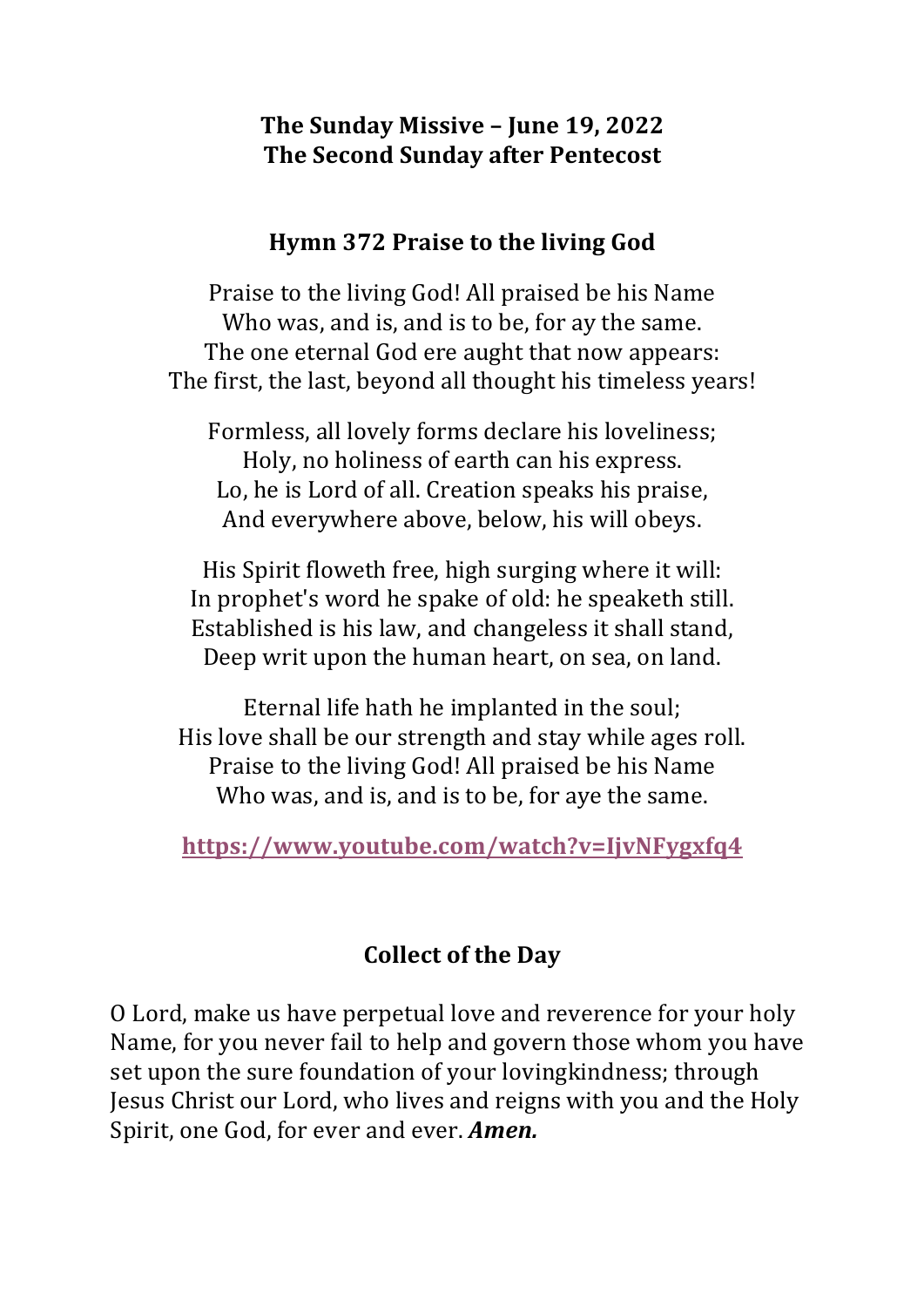# The Sunday Missive – June 19, 2022
# The Second Sunday after Pentecost

## Hymn 372 Praise to the living God

Praise to the living God! All praised be his Name
Who was, and is, and is to be, for ay the same.
The one eternal God ere aught that now appears:
The first, the last, beyond all thought his timeless years!

Formless, all lovely forms declare his loveliness;
Holy, no holiness of earth can his express.
Lo, he is Lord of all. Creation speaks his praise,
And everywhere above, below, his will obeys.

His Spirit floweth free, high surging where it will:
In prophet's word he spake of old: he speaketh still.
Established is his law, and changeless it shall stand,
Deep writ upon the human heart, on sea, on land.

Eternal life hath he implanted in the soul;
His love shall be our strength and stay while ages roll.
Praise to the living God! All praised be his Name
Who was, and is, and is to be, for aye the same.

**https://www.youtube.com/watch?v=IjvNFygxfq4**

## Collect of the Day

O Lord, make us have perpetual love and reverence for your holy Name, for you never fail to help and govern those whom you have set upon the sure foundation of your lovingkindness; through Jesus Christ our Lord, who lives and reigns with you and the Holy Spirit, one God, for ever and ever. ***Amen.***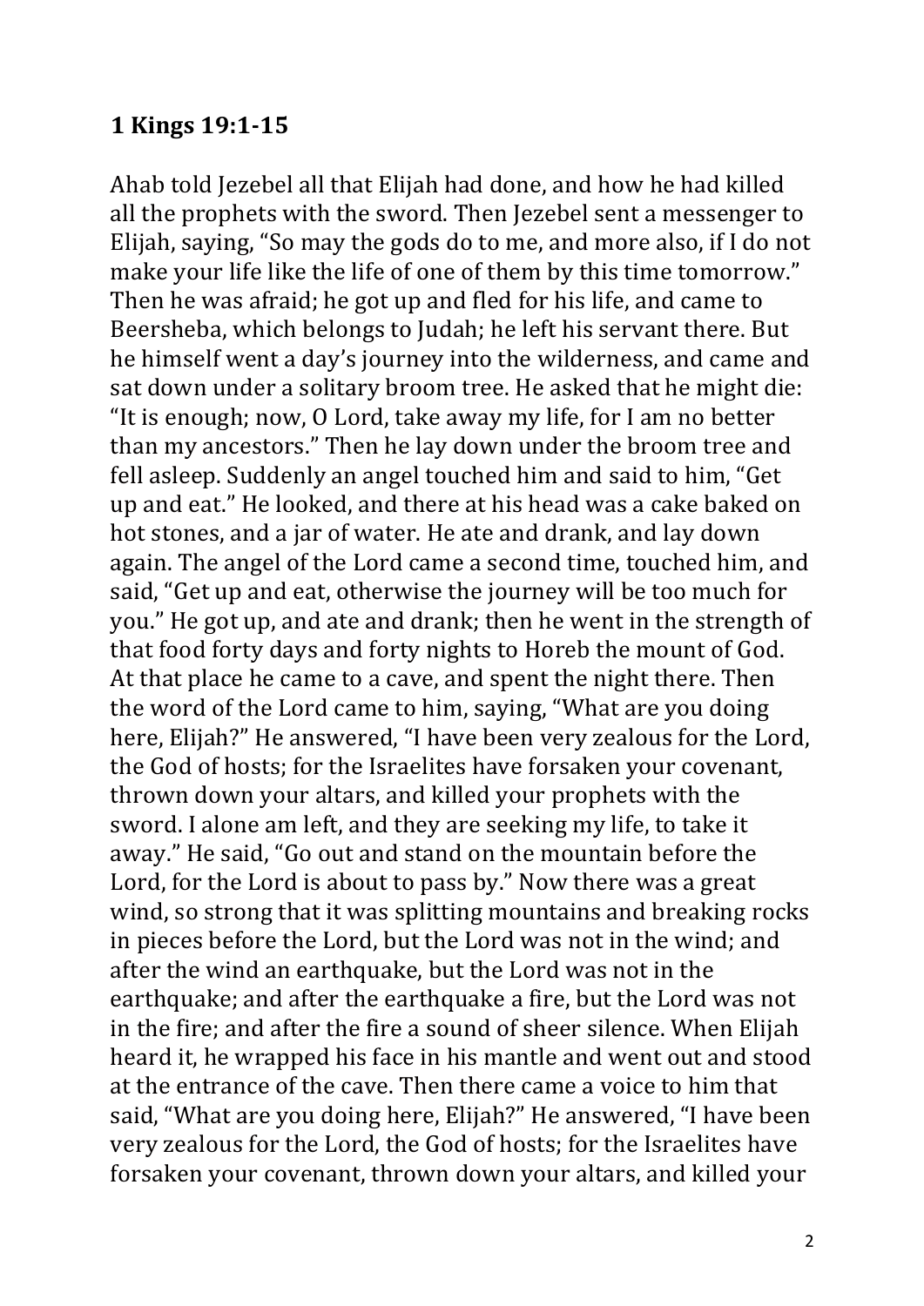**1 Kings 19:1-15**

Ahab told Jezebel all that Elijah had done, and how he had killed all the prophets with the sword. Then Jezebel sent a messenger to Elijah, saying, "So may the gods do to me, and more also, if I do not make your life like the life of one of them by this time tomorrow." Then he was afraid; he got up and fled for his life, and came to Beersheba, which belongs to Judah; he left his servant there. But he himself went a day's journey into the wilderness, and came and sat down under a solitary broom tree. He asked that he might die: "It is enough; now, O Lord, take away my life, for I am no better than my ancestors." Then he lay down under the broom tree and fell asleep. Suddenly an angel touched him and said to him, "Get up and eat." He looked, and there at his head was a cake baked on hot stones, and a jar of water. He ate and drank, and lay down again. The angel of the Lord came a second time, touched him, and said, "Get up and eat, otherwise the journey will be too much for you." He got up, and ate and drank; then he went in the strength of that food forty days and forty nights to Horeb the mount of God. At that place he came to a cave, and spent the night there. Then the word of the Lord came to him, saying, "What are you doing here, Elijah?" He answered, "I have been very zealous for the Lord, the God of hosts; for the Israelites have forsaken your covenant, thrown down your altars, and killed your prophets with the sword. I alone am left, and they are seeking my life, to take it away." He said, "Go out and stand on the mountain before the Lord, for the Lord is about to pass by." Now there was a great wind, so strong that it was splitting mountains and breaking rocks in pieces before the Lord, but the Lord was not in the wind; and after the wind an earthquake, but the Lord was not in the earthquake; and after the earthquake a fire, but the Lord was not in the fire; and after the fire a sound of sheer silence. When Elijah heard it, he wrapped his face in his mantle and went out and stood at the entrance of the cave. Then there came a voice to him that said, "What are you doing here, Elijah?" He answered, "I have been very zealous for the Lord, the God of hosts; for the Israelites have forsaken your covenant, thrown down your altars, and killed your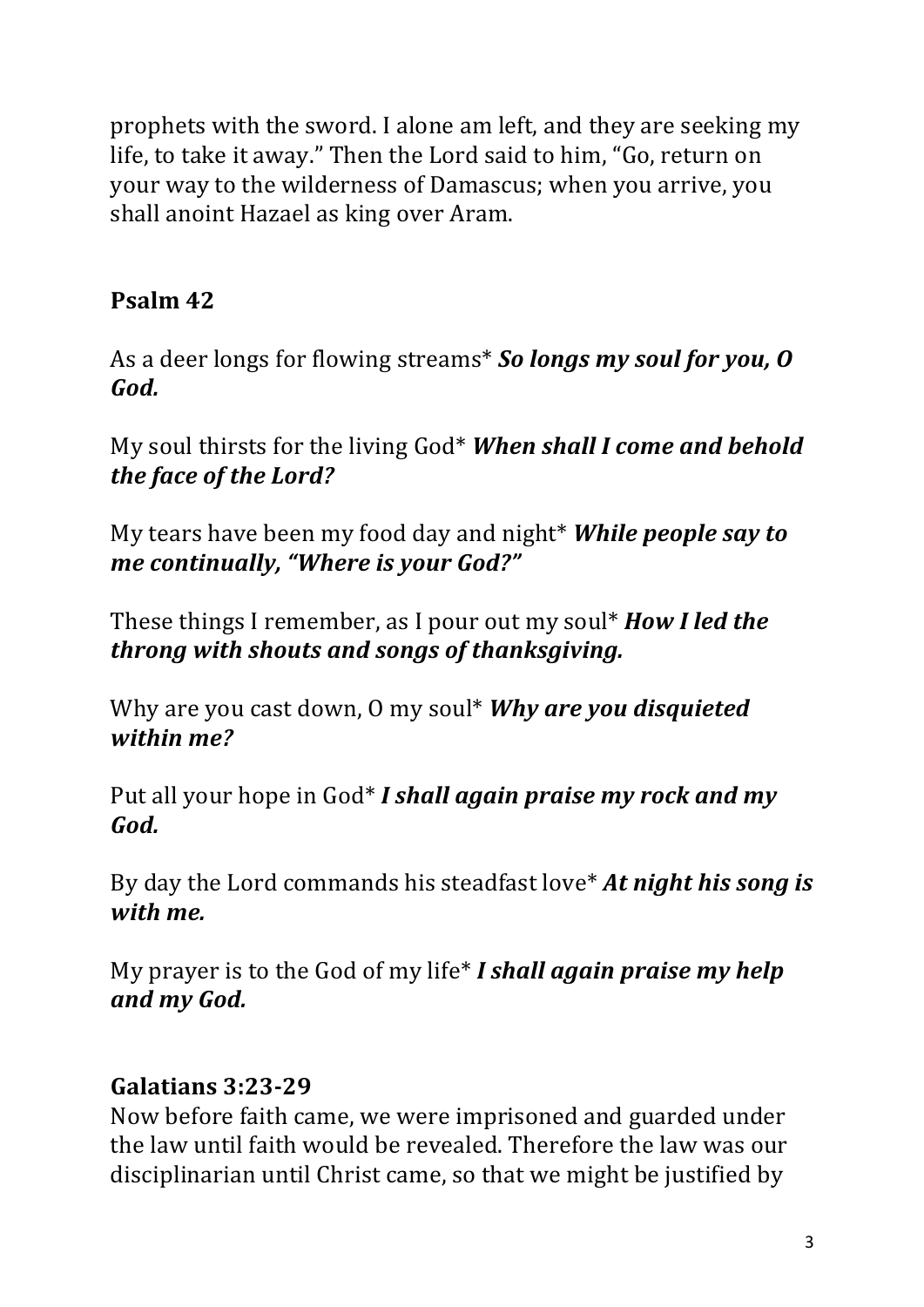prophets with the sword. I alone am left, and they are seeking my life, to take it away." Then the Lord said to him, "Go, return on your way to the wilderness of Damascus; when you arrive, you shall anoint Hazael as king over Aram.

**Psalm 42**

As a deer longs for flowing streams* ***So longs my soul for you, O God.***

My soul thirsts for the living God* ***When shall I come and behold the face of the Lord?***

My tears have been my food day and night* ***While people say to me continually, "Where is your God?"***

These things I remember, as I pour out my soul* ***How I led the throng with shouts and songs of thanksgiving.***

Why are you cast down, O my soul* ***Why are you disquieted within me?***

Put all your hope in God* ***I shall again praise my rock and my God.***

By day the Lord commands his steadfast love* ***At night his song is with me.***

My prayer is to the God of my life* ***I shall again praise my help and my God.***

**Galatians 3:23-29**

Now before faith came, we were imprisoned and guarded under the law until faith would be revealed. Therefore the law was our disciplinarian until Christ came, so that we might be justified by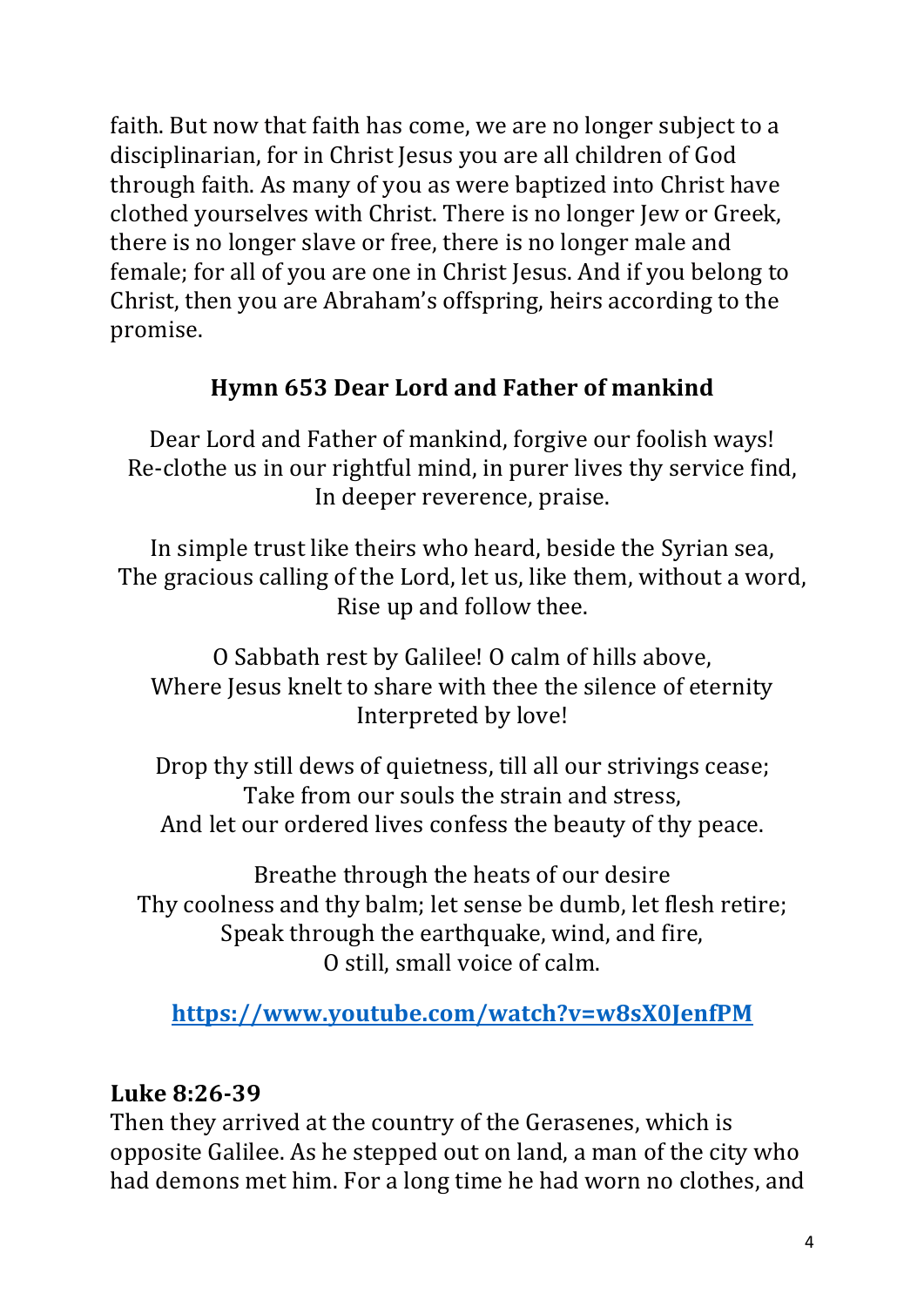faith. But now that faith has come, we are no longer subject to a disciplinarian, for in Christ Jesus you are all children of God through faith. As many of you as were baptized into Christ have clothed yourselves with Christ. There is no longer Jew or Greek, there is no longer slave or free, there is no longer male and female; for all of you are one in Christ Jesus. And if you belong to Christ, then you are Abraham's offspring, heirs according to the promise.

**Hymn 653 Dear Lord and Father of mankind**

Dear Lord and Father of mankind, forgive our foolish ways!
Re-clothe us in our rightful mind, in purer lives thy service find,
In deeper reverence, praise.

In simple trust like theirs who heard, beside the Syrian sea,
The gracious calling of the Lord, let us, like them, without a word,
Rise up and follow thee.

O Sabbath rest by Galilee! O calm of hills above,
Where Jesus knelt to share with thee the silence of eternity
Interpreted by love!

Drop thy still dews of quietness, till all our strivings cease;
Take from our souls the strain and stress,
And let our ordered lives confess the beauty of thy peace.

Breathe through the heats of our desire
Thy coolness and thy balm; let sense be dumb, let flesh retire;
Speak through the earthquake, wind, and fire,
O still, small voice of calm.

**https://www.youtube.com/watch?v=w8sX0JenfPM**

**Luke 8:26-39**
Then they arrived at the country of the Gerasenes, which is opposite Galilee. As he stepped out on land, a man of the city who had demons met him. For a long time he had worn no clothes, and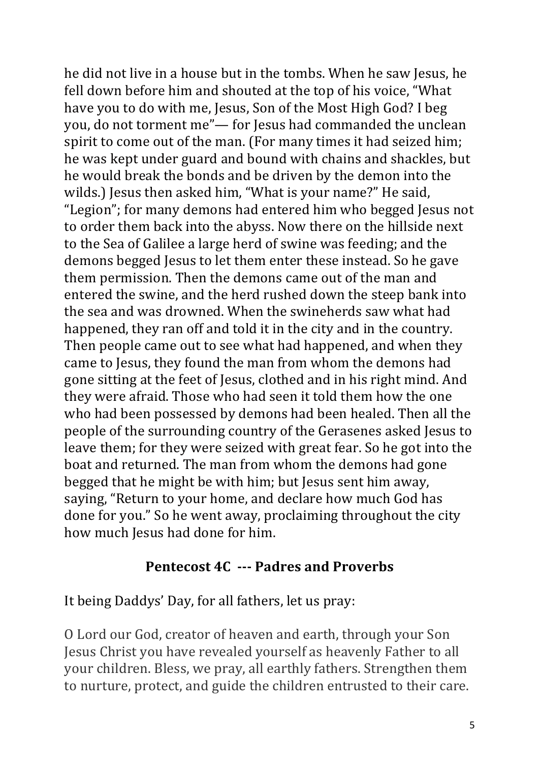he did not live in a house but in the tombs. When he saw Jesus, he fell down before him and shouted at the top of his voice, "What have you to do with me, Jesus, Son of the Most High God? I beg you, do not torment me"— for Jesus had commanded the unclean spirit to come out of the man. (For many times it had seized him; he was kept under guard and bound with chains and shackles, but he would break the bonds and be driven by the demon into the wilds.) Jesus then asked him, "What is your name?" He said, "Legion"; for many demons had entered him who begged Jesus not to order them back into the abyss. Now there on the hillside next to the Sea of Galilee a large herd of swine was feeding; and the demons begged Jesus to let them enter these instead. So he gave them permission. Then the demons came out of the man and entered the swine, and the herd rushed down the steep bank into the sea and was drowned. When the swineherds saw what had happened, they ran off and told it in the city and in the country. Then people came out to see what had happened, and when they came to Jesus, they found the man from whom the demons had gone sitting at the feet of Jesus, clothed and in his right mind. And they were afraid. Those who had seen it told them how the one who had been possessed by demons had been healed. Then all the people of the surrounding country of the Gerasenes asked Jesus to leave them; for they were seized with great fear. So he got into the boat and returned. The man from whom the demons had gone begged that he might be with him; but Jesus sent him away, saying, "Return to your home, and declare how much God has done for you." So he went away, proclaiming throughout the city how much Jesus had done for him.

## Pentecost 4C --- Padres and Proverbs

It being Daddys' Day, for all fathers, let us pray:

O Lord our God, creator of heaven and earth, through your Son Jesus Christ you have revealed yourself as heavenly Father to all your children. Bless, we pray, all earthly fathers. Strengthen them to nurture, protect, and guide the children entrusted to their care.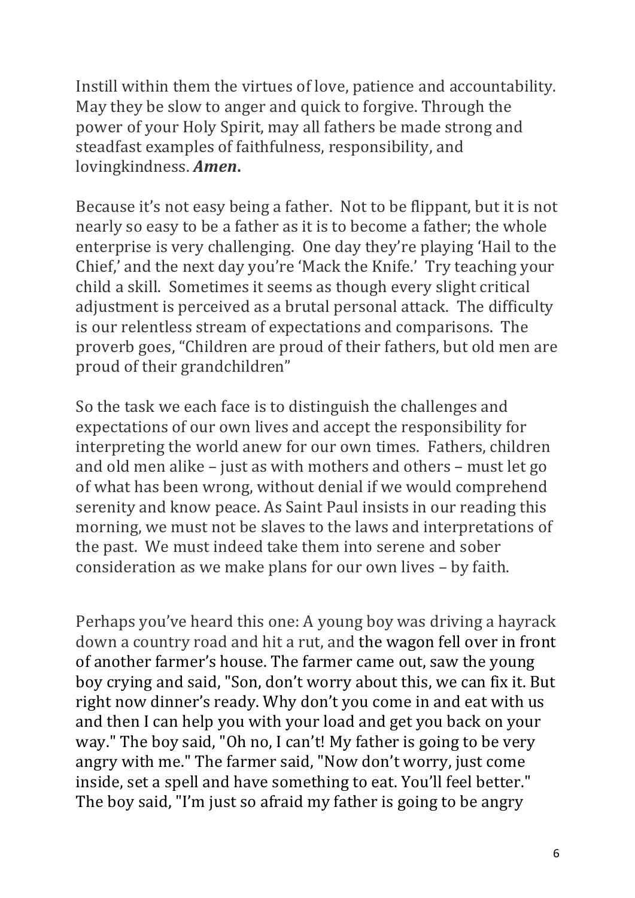Instill within them the virtues of love, patience and accountability. May they be slow to anger and quick to forgive. Through the power of your Holy Spirit, may all fathers be made strong and steadfast examples of faithfulness, responsibility, and lovingkindness. ***Amen*.**

Because it's not easy being a father. Not to be flippant, but it is not nearly so easy to be a father as it is to become a father; the whole enterprise is very challenging. One day they're playing 'Hail to the Chief,' and the next day you're 'Mack the Knife.' Try teaching your child a skill. Sometimes it seems as though every slight critical adjustment is perceived as a brutal personal attack. The difficulty is our relentless stream of expectations and comparisons. The proverb goes, "Children are proud of their fathers, but old men are proud of their grandchildren"

So the task we each face is to distinguish the challenges and expectations of our own lives and accept the responsibility for interpreting the world anew for our own times. Fathers, children and old men alike – just as with mothers and others – must let go of what has been wrong, without denial if we would comprehend serenity and know peace. As Saint Paul insists in our reading this morning, we must not be slaves to the laws and interpretations of the past. We must indeed take them into serene and sober consideration as we make plans for our own lives – by faith.

Perhaps you've heard this one: A young boy was driving a hayrack down a country road and hit a rut, and the wagon fell over in front of another farmer's house. The farmer came out, saw the young boy crying and said, "Son, don't worry about this, we can fix it. But right now dinner's ready. Why don't you come in and eat with us and then I can help you with your load and get you back on your way." The boy said, "Oh no, I can't! My father is going to be very angry with me." The farmer said, "Now don't worry, just come inside, set a spell and have something to eat. You'll feel better." The boy said, "I'm just so afraid my father is going to be angry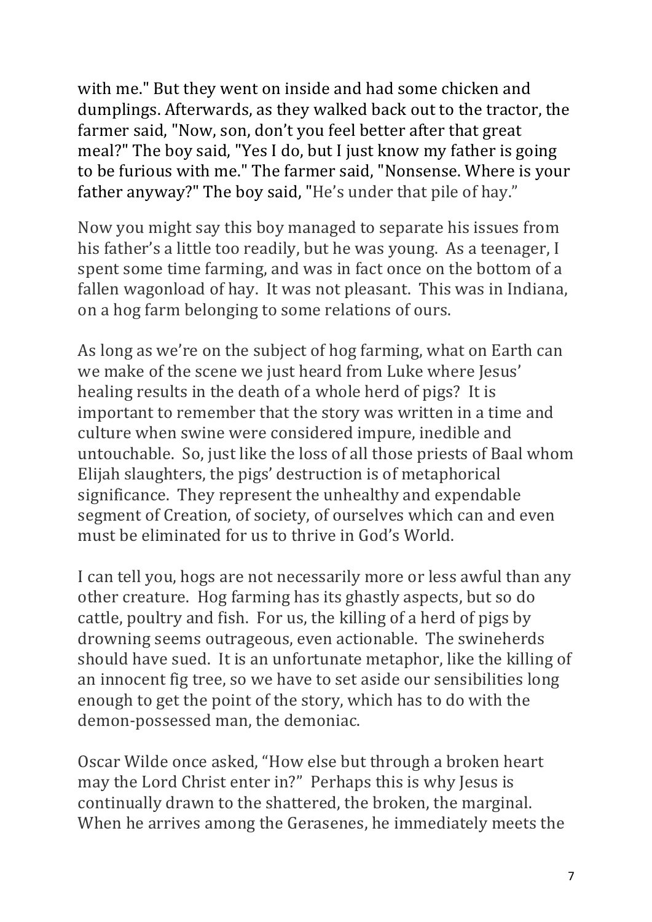with me." But they went on inside and had some chicken and dumplings. Afterwards, as they walked back out to the tractor, the farmer said, "Now, son, don't you feel better after that great meal?" The boy said, "Yes I do, but I just know my father is going to be furious with me." The farmer said, "Nonsense. Where is your father anyway?" The boy said, "He's under that pile of hay."

Now you might say this boy managed to separate his issues from his father's a little too readily, but he was young. As a teenager, I spent some time farming, and was in fact once on the bottom of a fallen wagonload of hay. It was not pleasant. This was in Indiana, on a hog farm belonging to some relations of ours.

As long as we're on the subject of hog farming, what on Earth can we make of the scene we just heard from Luke where Jesus' healing results in the death of a whole herd of pigs? It is important to remember that the story was written in a time and culture when swine were considered impure, inedible and untouchable. So, just like the loss of all those priests of Baal whom Elijah slaughters, the pigs' destruction is of metaphorical significance. They represent the unhealthy and expendable segment of Creation, of society, of ourselves which can and even must be eliminated for us to thrive in God's World.

I can tell you, hogs are not necessarily more or less awful than any other creature. Hog farming has its ghastly aspects, but so do cattle, poultry and fish. For us, the killing of a herd of pigs by drowning seems outrageous, even actionable. The swineherds should have sued. It is an unfortunate metaphor, like the killing of an innocent fig tree, so we have to set aside our sensibilities long enough to get the point of the story, which has to do with the demon-possessed man, the demoniac.

Oscar Wilde once asked, "How else but through a broken heart may the Lord Christ enter in?" Perhaps this is why Jesus is continually drawn to the shattered, the broken, the marginal. When he arrives among the Gerasenes, he immediately meets the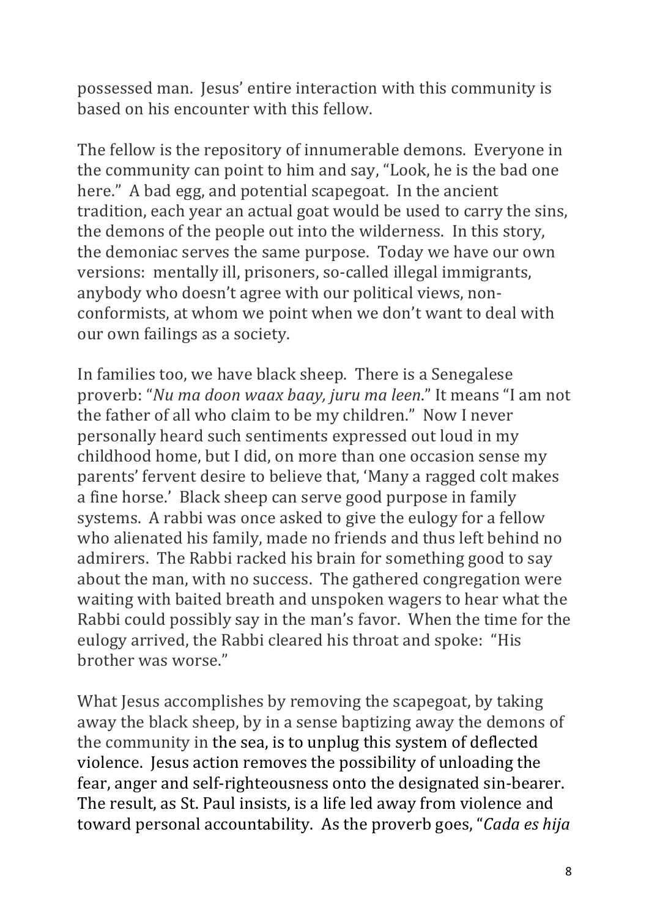possessed man. Jesus' entire interaction with this community is based on his encounter with this fellow.

The fellow is the repository of innumerable demons. Everyone in the community can point to him and say, "Look, he is the bad one here." A bad egg, and potential scapegoat. In the ancient tradition, each year an actual goat would be used to carry the sins, the demons of the people out into the wilderness. In this story, the demoniac serves the same purpose. Today we have our own versions: mentally ill, prisoners, so-called illegal immigrants, anybody who doesn't agree with our political views, non-conformists, at whom we point when we don't want to deal with our own failings as a society.

In families too, we have black sheep. There is a Senegalese proverb: "*Nu ma doon waax baay, juru ma leen*." It means "I am not the father of all who claim to be my children." Now I never personally heard such sentiments expressed out loud in my childhood home, but I did, on more than one occasion sense my parents' fervent desire to believe that, 'Many a ragged colt makes a fine horse.' Black sheep can serve good purpose in family systems. A rabbi was once asked to give the eulogy for a fellow who alienated his family, made no friends and thus left behind no admirers. The Rabbi racked his brain for something good to say about the man, with no success. The gathered congregation were waiting with baited breath and unspoken wagers to hear what the Rabbi could possibly say in the man's favor. When the time for the eulogy arrived, the Rabbi cleared his throat and spoke: "His brother was worse."

What Jesus accomplishes by removing the scapegoat, by taking away the black sheep, by in a sense baptizing away the demons of the community in the sea, is to unplug this system of deflected violence. Jesus action removes the possibility of unloading the fear, anger and self-righteousness onto the designated sin-bearer. The result, as St. Paul insists, is a life led away from violence and toward personal accountability. As the proverb goes, "*Cada es hija*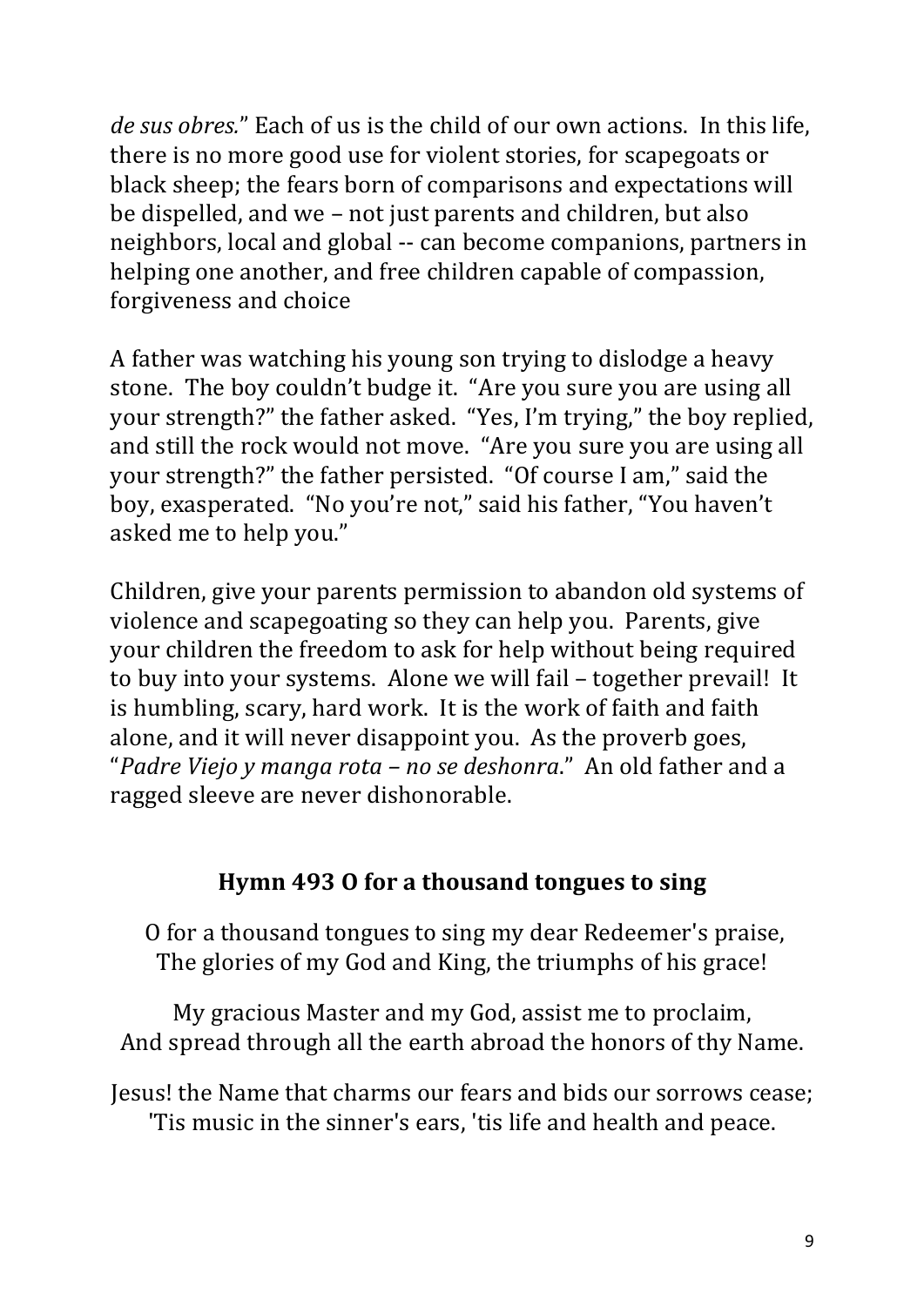*de sus obres.*" Each of us is the child of our own actions. In this life, there is no more good use for violent stories, for scapegoats or black sheep; the fears born of comparisons and expectations will be dispelled, and we – not just parents and children, but also neighbors, local and global -- can become companions, partners in helping one another, and free children capable of compassion, forgiveness and choice

A father was watching his young son trying to dislodge a heavy stone. The boy couldn't budge it. "Are you sure you are using all your strength?" the father asked. "Yes, I'm trying," the boy replied, and still the rock would not move. "Are you sure you are using all your strength?" the father persisted. "Of course I am," said the boy, exasperated. "No you're not," said his father, "You haven't asked me to help you."

Children, give your parents permission to abandon old systems of violence and scapegoating so they can help you. Parents, give your children the freedom to ask for help without being required to buy into your systems. Alone we will fail – together prevail! It is humbling, scary, hard work. It is the work of faith and faith alone, and it will never disappoint you. As the proverb goes, "*Padre Viejo y manga rota – no se deshonra*." An old father and a ragged sleeve are never dishonorable.

## Hymn 493 O for a thousand tongues to sing

O for a thousand tongues to sing my dear Redeemer's praise,
The glories of my God and King, the triumphs of his grace!

My gracious Master and my God, assist me to proclaim,
And spread through all the earth abroad the honors of thy Name.

Jesus! the Name that charms our fears and bids our sorrows cease;
'Tis music in the sinner's ears, 'tis life and health and peace.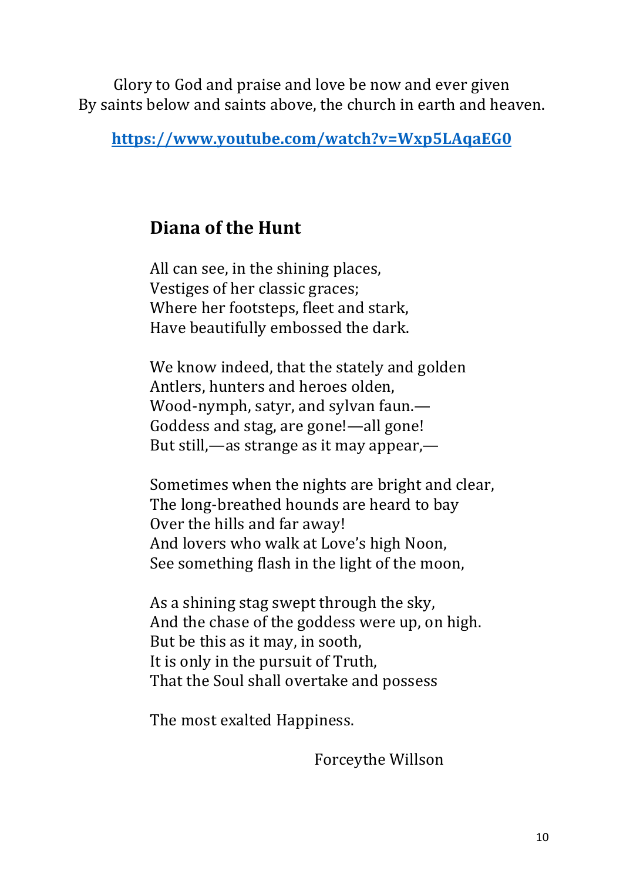Glory to God and praise and love be now and ever given
By saints below and saints above, the church in earth and heaven.

**https://www.youtube.com/watch?v=Wxp5LAqaEG0**

## Diana of the Hunt

All can see, in the shining places,
Vestiges of her classic graces;
Where her footsteps, fleet and stark,
Have beautifully embossed the dark.

We know indeed, that the stately and golden
Antlers, hunters and heroes olden,
Wood-nymph, satyr, and sylvan faun.—
Goddess and stag, are gone!—all gone!
But still,—as strange as it may appear,—

Sometimes when the nights are bright and clear,
The long-breathed hounds are heard to bay
Over the hills and far away!
And lovers who walk at Love's high Noon,
See something flash in the light of the moon,

As a shining stag swept through the sky,
And the chase of the goddess were up, on high.
But be this as it may, in sooth,
It is only in the pursuit of Truth,
That the Soul shall overtake and possess

The most exalted Happiness.

Forceythe Willson